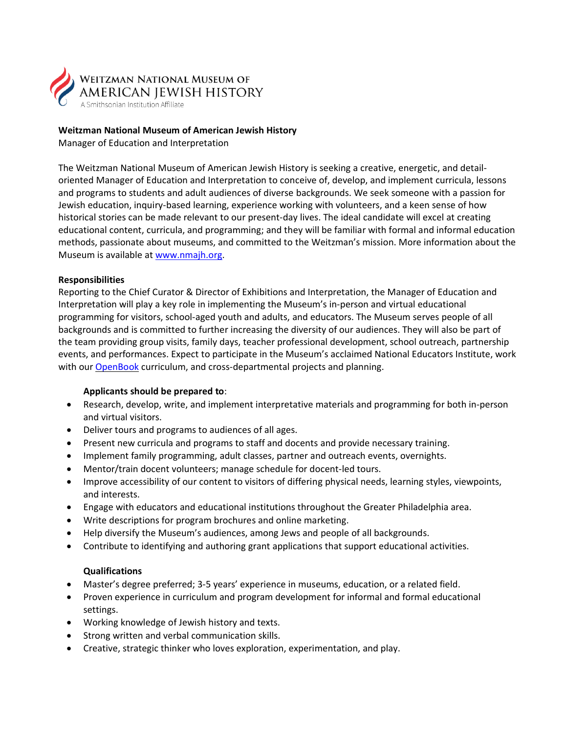Weitzman National Museum of American Jewish History
A Smithsonian Institution Affiliate

**Weitzman National Museum of American Jewish History**
Manager of Education and Interpretation

The Weitzman National Museum of American Jewish History is seeking a creative, energetic, and detail-oriented Manager of Education and Interpretation to conceive of, develop, and implement curricula, lessons and programs to students and adult audiences of diverse backgrounds. We seek someone with a passion for Jewish education, inquiry-based learning, experience working with volunteers, and a keen sense of how historical stories can be made relevant to our present-day lives. The ideal candidate will excel at creating educational content, curricula, and programming; and they will be familiar with formal and informal education methods, passionate about museums, and committed to the Weitzman's mission. More information about the Museum is available at [www.nmajh.org](www.nmajh.org).

**Responsibilities**

Reporting to the Chief Curator & Director of Exhibitions and Interpretation, the Manager of Education and Interpretation will play a key role in implementing the Museum's in-person and virtual educational programming for visitors, school-aged youth and adults, and educators. The Museum serves people of all backgrounds and is committed to further increasing the diversity of our audiences. They will also be part of the team providing group visits, family days, teacher professional development, school outreach, partnership events, and performances. Expect to participate in the Museum's acclaimed National Educators Institute, work with our OpenBook curriculum, and cross-departmental projects and planning.

**Applicants should be prepared to**:

- Research, develop, write, and implement interpretative materials and programming for both in-person and virtual visitors.
- Deliver tours and programs to audiences of all ages.
- Present new curricula and programs to staff and docents and provide necessary training.
- Implement family programming, adult classes, partner and outreach events, overnights.
- Mentor/train docent volunteers; manage schedule for docent-led tours.
- Improve accessibility of our content to visitors of differing physical needs, learning styles, viewpoints, and interests.
- Engage with educators and educational institutions throughout the Greater Philadelphia area.
- Write descriptions for program brochures and online marketing.
- Help diversify the Museum's audiences, among Jews and people of all backgrounds.
- Contribute to identifying and authoring grant applications that support educational activities.

**Qualifications**

- Master's degree preferred; 3-5 years' experience in museums, education, or a related field.
- Proven experience in curriculum and program development for informal and formal educational settings.
- Working knowledge of Jewish history and texts.
- Strong written and verbal communication skills.
- Creative, strategic thinker who loves exploration, experimentation, and play.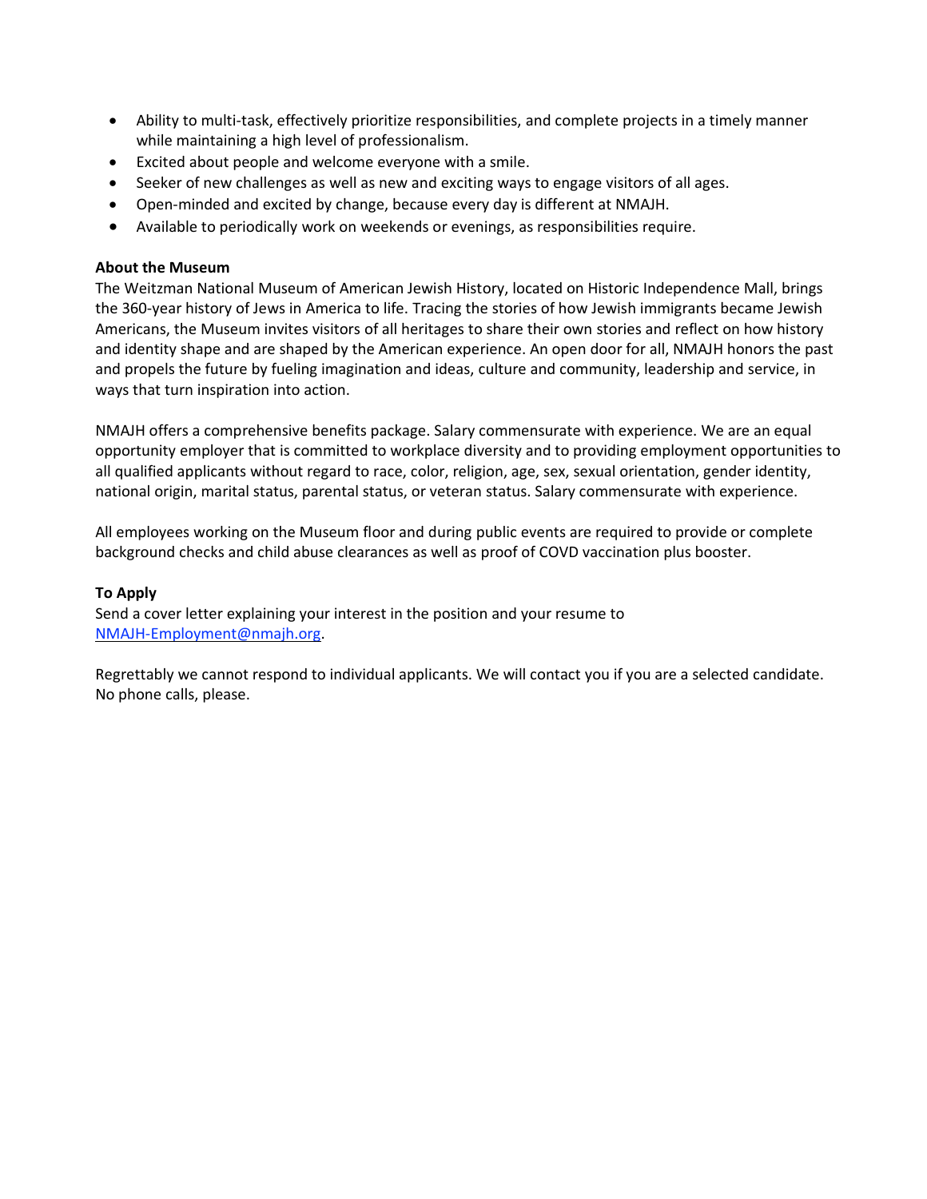- Ability to multi-task, effectively prioritize responsibilities, and complete projects in a timely manner while maintaining a high level of professionalism.
- Excited about people and welcome everyone with a smile.
- Seeker of new challenges as well as new and exciting ways to engage visitors of all ages.
- Open-minded and excited by change, because every day is different at NMAJH.
- Available to periodically work on weekends or evenings, as responsibilities require.

**About the Museum**

The Weitzman National Museum of American Jewish History, located on Historic Independence Mall, brings the 360-year history of Jews in America to life. Tracing the stories of how Jewish immigrants became Jewish Americans, the Museum invites visitors of all heritages to share their own stories and reflect on how history and identity shape and are shaped by the American experience. An open door for all, NMAJH honors the past and propels the future by fueling imagination and ideas, culture and community, leadership and service, in ways that turn inspiration into action.

NMAJH offers a comprehensive benefits package. Salary commensurate with experience. We are an equal opportunity employer that is committed to workplace diversity and to providing employment opportunities to all qualified applicants without regard to race, color, religion, age, sex, sexual orientation, gender identity, national origin, marital status, parental status, or veteran status. Salary commensurate with experience.

All employees working on the Museum floor and during public events are required to provide or complete background checks and child abuse clearances as well as proof of COVD vaccination plus booster.

**To Apply**

Send a cover letter explaining your interest in the position and your resume to NMAJH-Employment@nmajh.org.

Regrettably we cannot respond to individual applicants. We will contact you if you are a selected candidate. No phone calls, please.